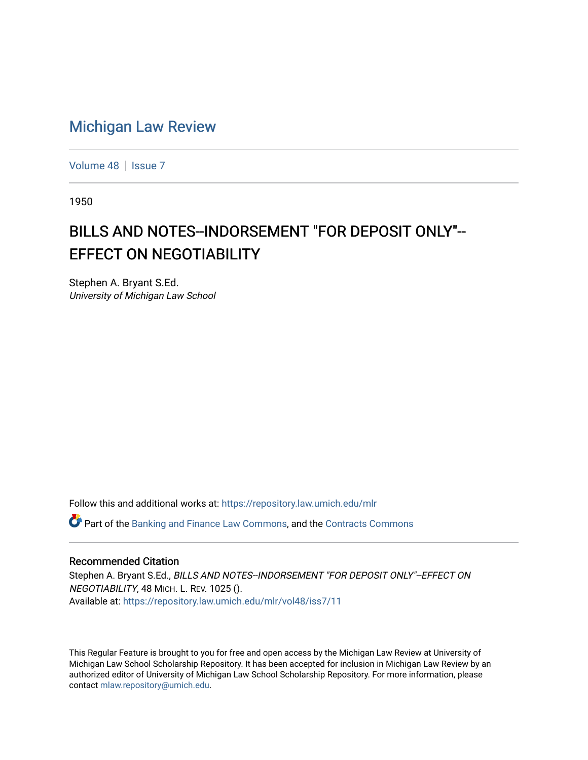Michigan Law Review

Volume 48 | Issue 7

1950

# BILLS AND NOTES--INDORSEMENT "FOR DEPOSIT ONLY"--EFFECT ON NEGOTIABILITY

Stephen A. Bryant S.Ed.
*University of Michigan Law School*

Follow this and additional works at: https://repository.law.umich.edu/mlr

Part of the Banking and Finance Law Commons, and the Contracts Commons

## Recommended Citation

Stephen A. Bryant S.Ed., *BILLS AND NOTES--INDORSEMENT "FOR DEPOSIT ONLY"--EFFECT ON NEGOTIABILITY*, 48 MICH. L. REV. 1025 ().
Available at: https://repository.law.umich.edu/mlr/vol48/iss7/11

This Regular Feature is brought to you for free and open access by the Michigan Law Review at University of Michigan Law School Scholarship Repository. It has been accepted for inclusion in Michigan Law Review by an authorized editor of University of Michigan Law School Scholarship Repository. For more information, please contact mlaw.repository@umich.edu.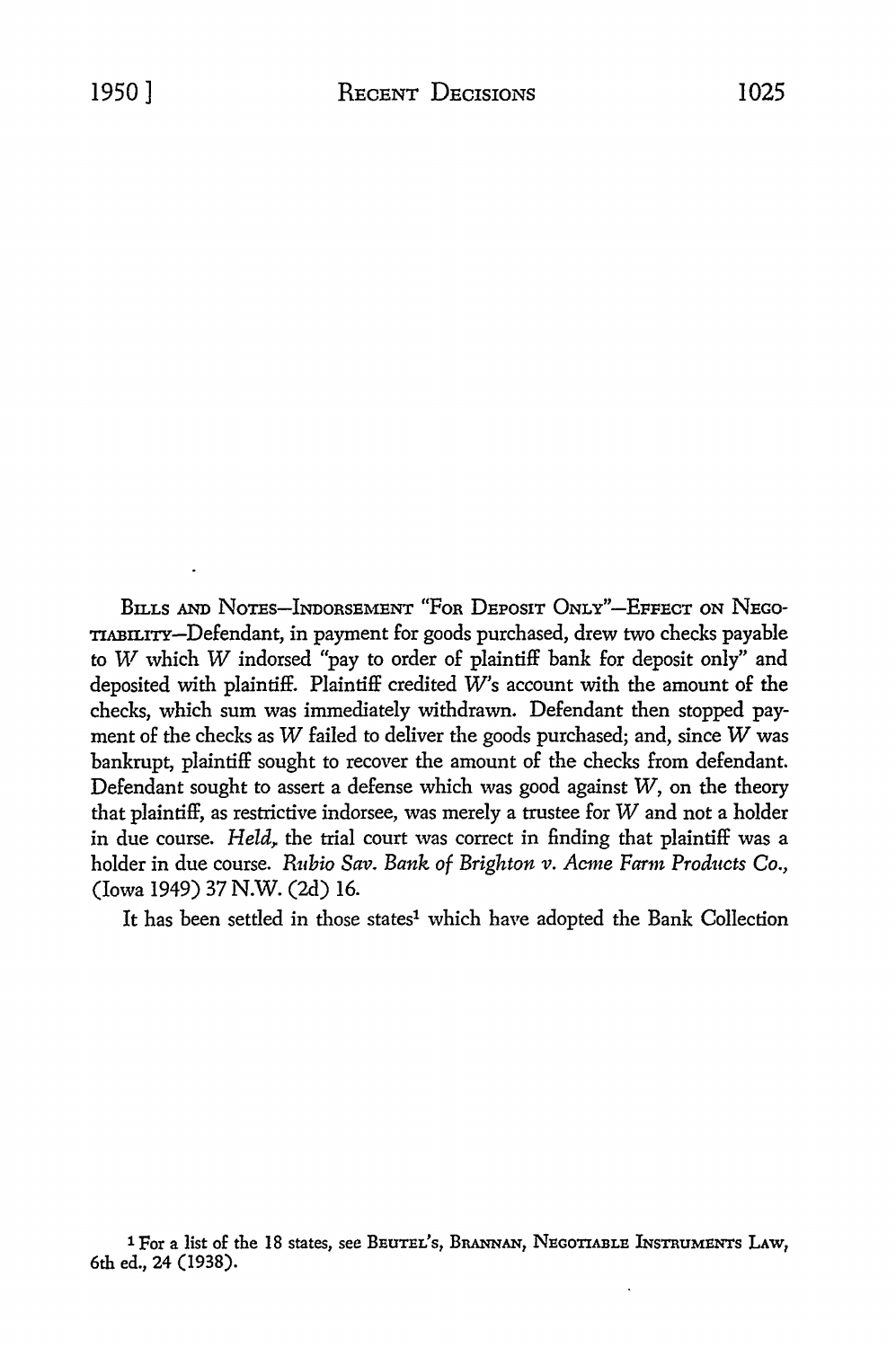BILLS AND NOTES—INDORSEMENT "FOR DEPOSIT ONLY"—EFFECT ON NEGOTIABILITY—Defendant, in payment for goods purchased, drew two checks payable to *W* which *W* indorsed "pay to order of plaintiff bank for deposit only" and deposited with plaintiff. Plaintiff credited *W*'s account with the amount of the checks, which sum was immediately withdrawn. Defendant then stopped payment of the checks as *W* failed to deliver the goods purchased; and, since *W* was bankrupt, plaintiff sought to recover the amount of the checks from defendant. Defendant sought to assert a defense which was good against *W*, on the theory that plaintiff, as restrictive indorsee, was merely a trustee for *W* and not a holder in due course. *Held*, the trial court was correct in finding that plaintiff was a holder in due course. *Rubio Sav. Bank of Brighton v. Acme Farm Products Co.*, (Iowa 1949) 37 N.W. (2d) 16.

It has been settled in those states[1] which have adopted the Bank Collection

[1] For a list of the 18 states, see BEUTEL'S, BRANNAN, NEGOTIABLE INSTRUMENTS LAW, 6th ed., 24 (1938).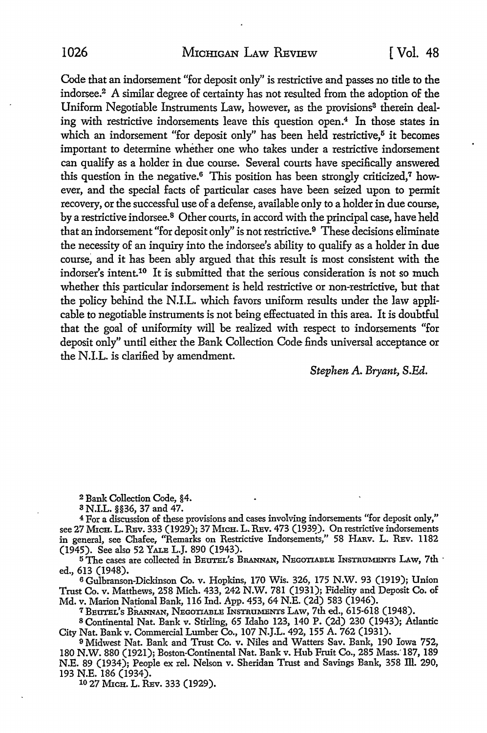Code that an indorsement "for deposit only" is restrictive and passes no title to the indorsee.[2] A similar degree of certainty has not resulted from the adoption of the Uniform Negotiable Instruments Law, however, as the provisions[3] therein dealing with restrictive indorsements leave this question open.[4] In those states in which an indorsement "for deposit only" has been held restrictive,[5] it becomes important to determine whether one who takes under a restrictive indorsement can qualify as a holder in due course. Several courts have specifically answered this question in the negative.[6] This position has been strongly criticized,[7] however, and the special facts of particular cases have been seized upon to permit recovery, or the successful use of a defense, available only to a holder in due course, by a restrictive indorsee.[8] Other courts, in accord with the principal case, have held that an indorsement "for deposit only" is not restrictive.[9] These decisions eliminate the necessity of an inquiry into the indorsee's ability to qualify as a holder in due course, and it has been ably argued that this result is most consistent with the indorser's intent.[10] It is submitted that the serious consideration is not so much whether this particular indorsement is held restrictive or non-restrictive, but that the policy behind the N.I.L. which favors uniform results under the law applicable to negotiable instruments is not being effectuated in this area. It is doubtful that the goal of uniformity will be realized with respect to indorsements "for deposit only" until either the Bank Collection Code finds universal acceptance or the N.I.L. is clarified by amendment.

*Stephen A. Bryant, S.Ed.*

---

[2] Bank Collection Code, §4.

[3] N.I.L. §§36, 37 and 47.

[4] For a discussion of these provisions and cases involving indorsements "for deposit only," see 27 Mich. L. Rev. 333 (1929); 37 Mich. L. Rev. 473 (1939). On restrictive indorsements in general, see Chafee, "Remarks on Restrictive Indorsements," 58 Harv. L. Rev. 1182 (1945). See also 52 Yale L.J. 890 (1943).

[5] The cases are collected in Beutel's Brannan, Negotiable Instruments Law, 7th ed., 613 (1948).

[6] Gulbranson-Dickinson Co. v. Hopkins, 170 Wis. 326, 175 N.W. 93 (1919); Union Trust Co. v. Matthews, 258 Mich. 433, 242 N.W. 781 (1931); Fidelity and Deposit Co. of Md. v. Marion National Bank, 116 Ind. App. 453, 64 N.E. (2d) 583 (1946).

[7] Beutel's Brannan, Negotiable Instruments Law, 7th ed., 615-618 (1948).

[8] Continental Nat. Bank v. Stirling, 65 Idaho 123, 140 P. (2d) 230 (1943); Atlantic City Nat. Bank v. Commercial Lumber Co., 107 N.J.L. 492, 155 A. 762 (1931).

[9] Midwest Nat. Bank and Trust Co. v. Niles and Watters Sav. Bank, 190 Iowa 752, 180 N.W. 880 (1921); Boston-Continental Nat. Bank v. Hub Fruit Co., 285 Mass. 187, 189 N.E. 89 (1934); People ex rel. Nelson v. Sheridan Trust and Savings Bank, 358 Ill. 290, 193 N.E. 186 (1934).

[10] 27 Mich. L. Rev. 333 (1929).